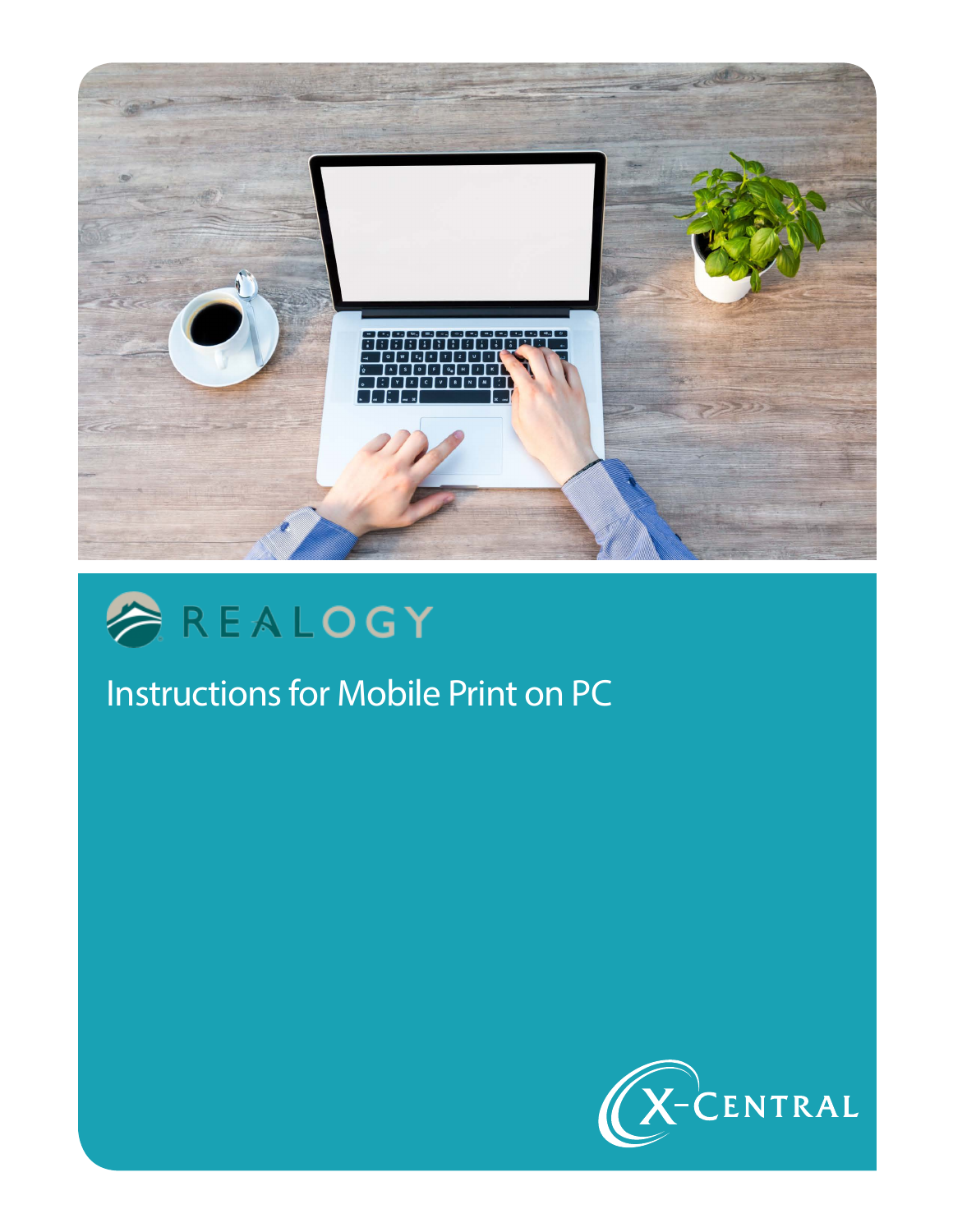REALOGY

# Instructions for Mobile Print on PC

X-CENTRAL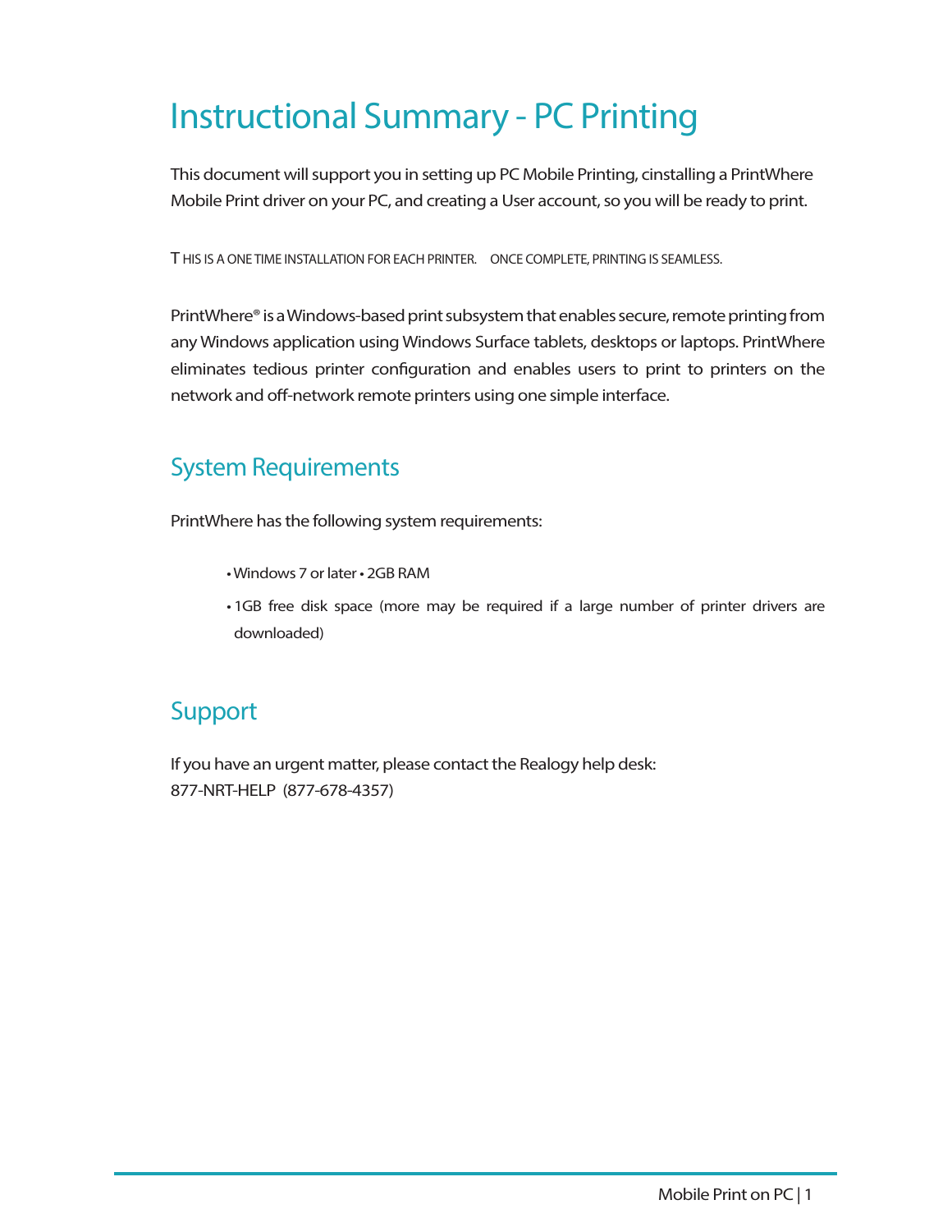# Instructional Summary - PC Printing

This document will support you in setting up PC Mobile Printing, cinstalling a PrintWhere Mobile Print driver on your PC, and creating a User account, so you will be ready to print.

THIS IS A ONE TIME INSTALLATION FOR EACH PRINTER. ONCE COMPLETE, PRINTING IS SEAMLESS.

PrintWhere® is a Windows-based print subsystem that enables secure, remote printing from any Windows application using Windows Surface tablets, desktops or laptops. PrintWhere eliminates tedious printer configuration and enables users to print to printers on the network and off-network remote printers using one simple interface.

## System Requirements

PrintWhere has the following system requirements:

- Windows 7 or later • 2GB RAM
- 1GB free disk space (more may be required if a large number of printer drivers are downloaded)

## Support

If you have an urgent matter, please contact the Realogy help desk:
877-NRT-HELP (877-678-4357)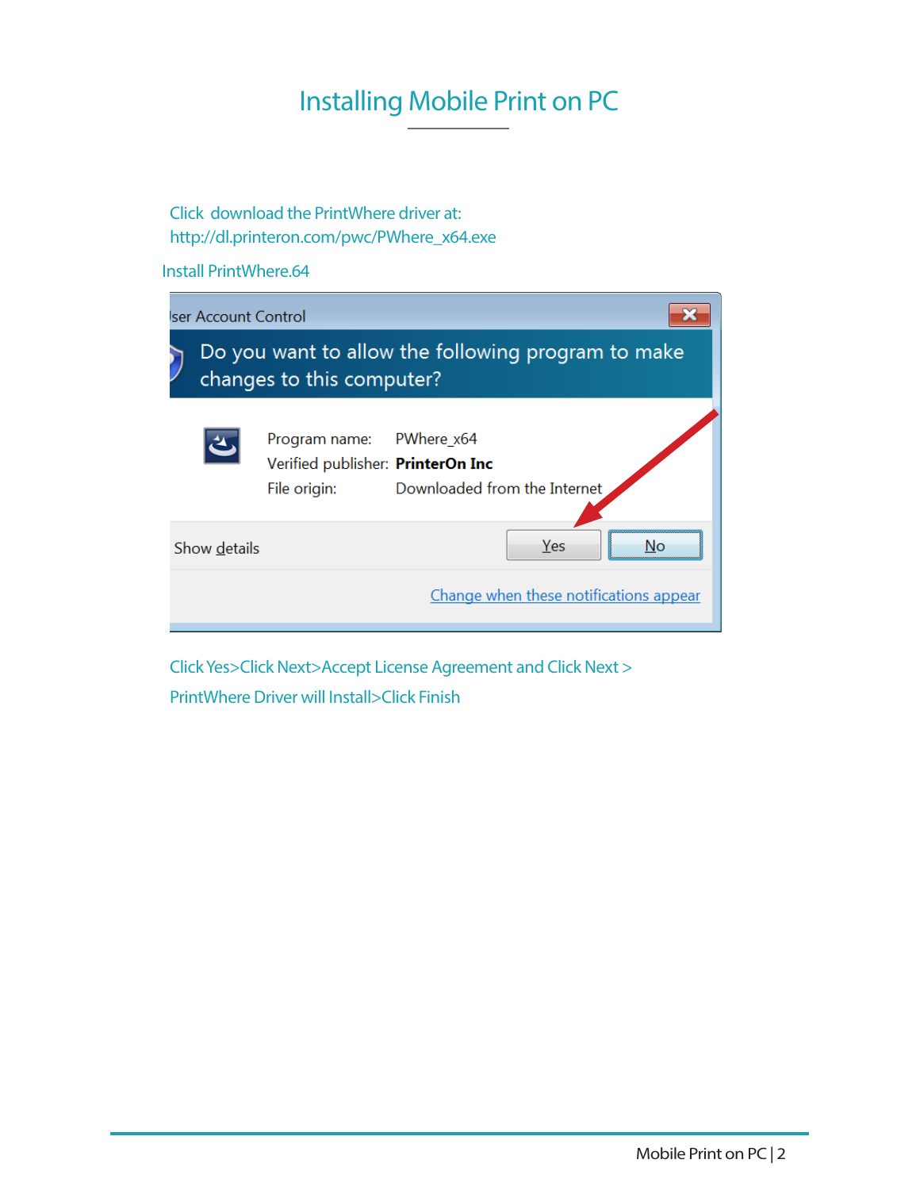# Installing Mobile Print on PC

Click download the PrintWhere driver at:
http://dl.printeron.com/pwc/PWhere_x64.exe

Install PrintWhere.64

Click Yes>Click Next>Accept License Agreement and Click Next >
PrintWhere Driver will Install>Click Finish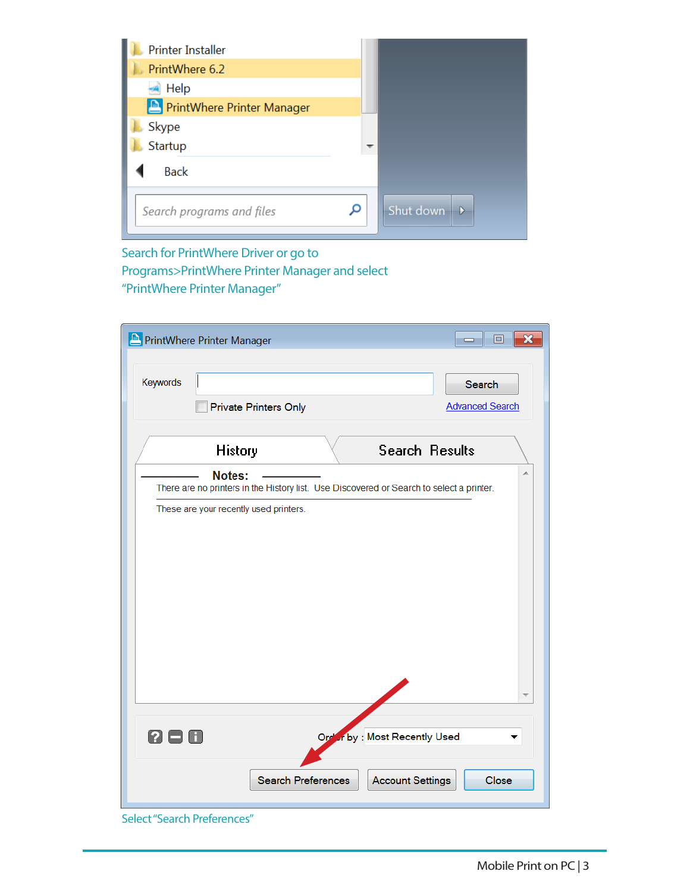Search for PrintWhere Driver or go to Programs>PrintWhere Printer Manager and select "PrintWhere Printer Manager"

Select "Search Preferences"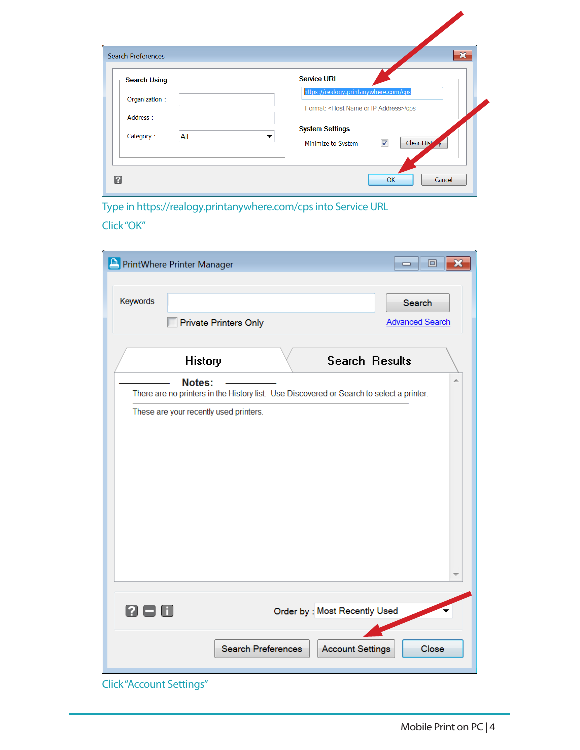Type in https://realogy.printanywhere.com/cps into Service URL

Click "OK"

Click "Account Settings"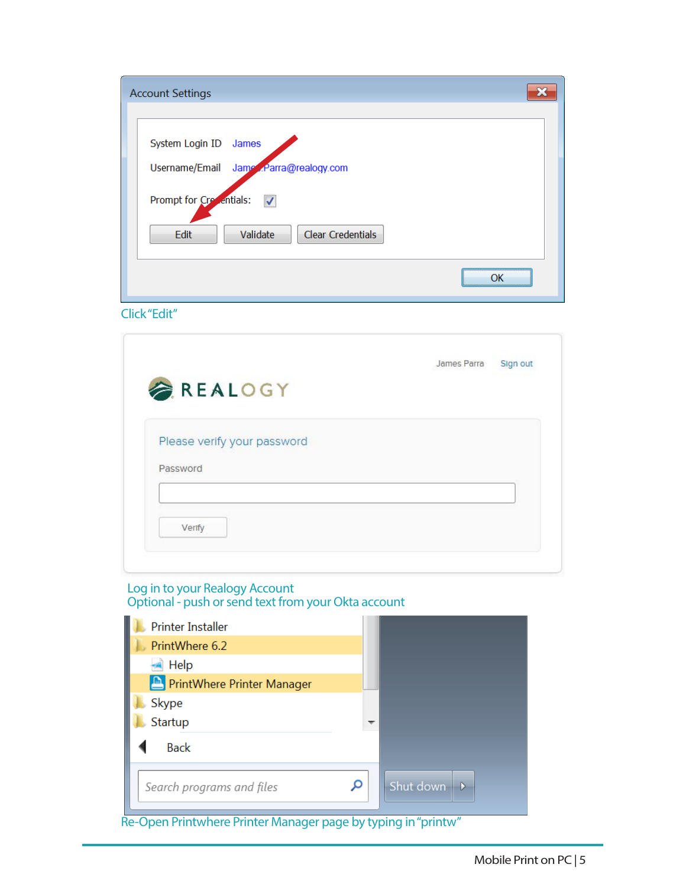Account Settings

System Login ID James

Username/Email James.Parra@realogy.com

Prompt for Credentials: ☑

Edit | Validate | Clear Credentials

OK

Click "Edit"

James Parra Sign out

REALOGY

Please verify your password

Password

Verify

Log in to your Realogy Account

Optional - push or send text from your Okta account

Printer Installer

PrintWhere 6.2

Help

PrintWhere Printer Manager

Skype

Startup

Back

Search programs and files

Shut down

Re-Open Printwhere Printer Manager page by typing in "printw"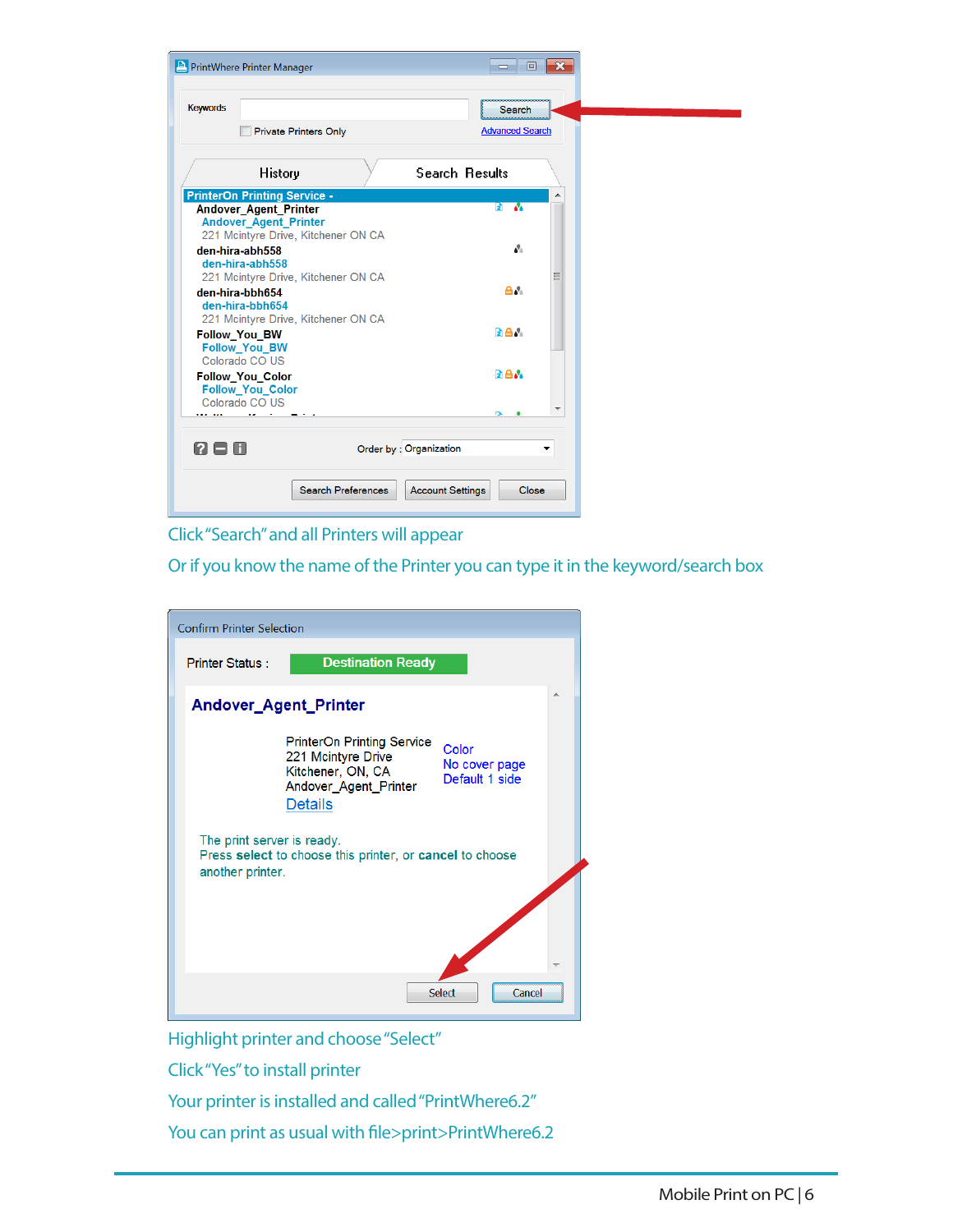Click "Search" and all Printers will appear

Or if you know the name of the Printer you can type it in the keyword/search box

Highlight printer and choose "Select"

Click "Yes" to install printer

Your printer is installed and called "PrintWhere6.2"

You can print as usual with file>print>PrintWhere6.2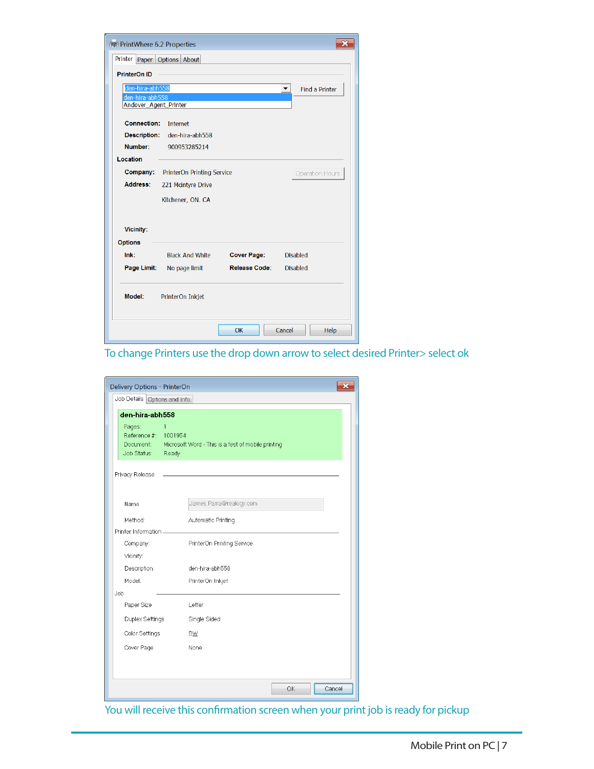PrintWhere 6.2 Properties

Printer | Paper | Options | About

**PrinterOn ID**

den-hira-abh558

den-hira-abh558
Andover_Agent_Printer

Find a Printer

**Connection:** Internet
**Description:** den-hira-abh558
**Number:** 900953285214

**Location**

**Company:** PrinterOn Printing Service
**Address:** 221 Mcintyre Drive
Kitchener, ON. CA

Operation Hours

**Vicinity:**

**Options**

| **Ink:** | Black And White | **Cover Page:** | Disabled |
|---|---|---|---|
| **Page Limit:** | No page limit | **Release Code:** | Disabled |

**Model:** PrinterOn Inkjet

OK | Cancel | Help

To change Printers use the drop down arrow to select desired Printer> select ok

Delivery Options - PrinterOn

Job Details | Options and Info.

**den-hira-abh558**

Pages: 1
Reference #: 1001954
Document: Microsoft Word - This is a test of mobile printing
Job Status: Ready

Privacy Release

Name: James.Parra@realogy.com
Method: Automatic Printing

Printer Information

Company: PrinterOn Printing Service
Vicinity:
Description: den-hira-abh558
Model: PrinterOn Inkjet

Job

Paper Size: Letter
Duplex Settings: Single Sided
Color Settings: BW
Cover Page: None

OK | Cancel

You will receive this confirmation screen when your print job is ready for pickup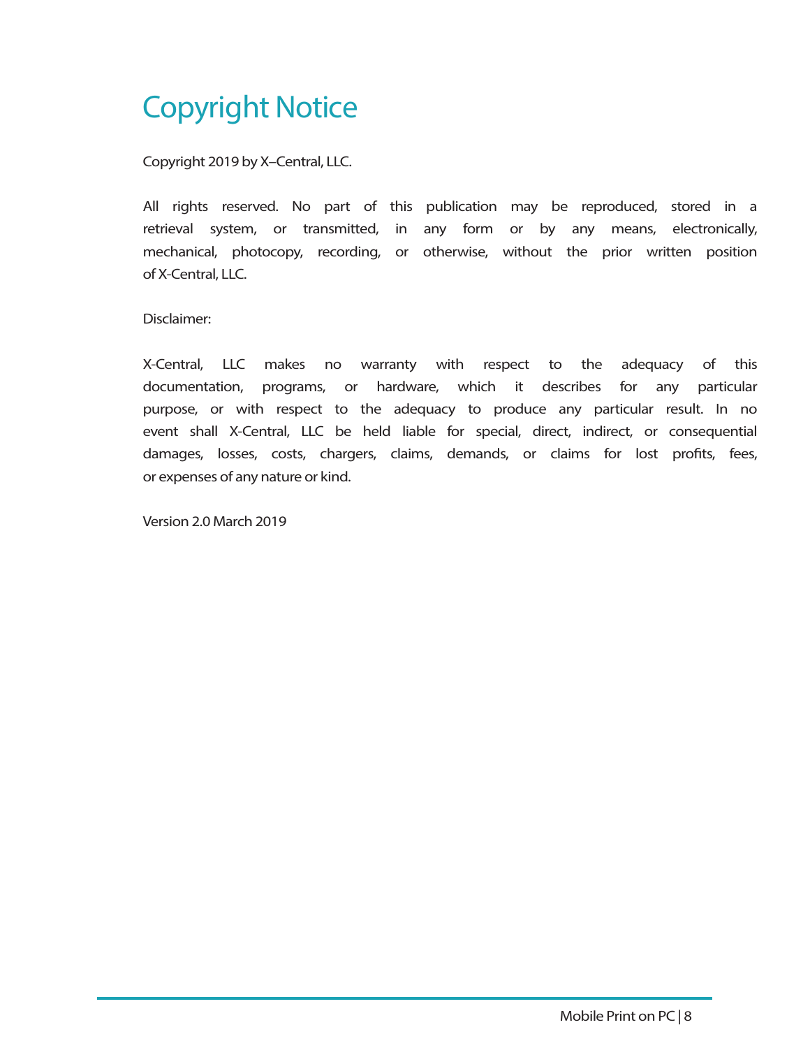# Copyright Notice

Copyright 2019 by X–Central, LLC.

All rights reserved. No part of this publication may be reproduced, stored in a retrieval system, or transmitted, in any form or by any means, electronically, mechanical, photocopy, recording, or otherwise, without the prior written position of X-Central, LLC.

Disclaimer:

X-Central, LLC makes no warranty with respect to the adequacy of this documentation, programs, or hardware, which it describes for any particular purpose, or with respect to the adequacy to produce any particular result. In no event shall X-Central, LLC be held liable for special, direct, indirect, or consequential damages, losses, costs, chargers, claims, demands, or claims for lost profits, fees, or expenses of any nature or kind.

Version 2.0 March 2019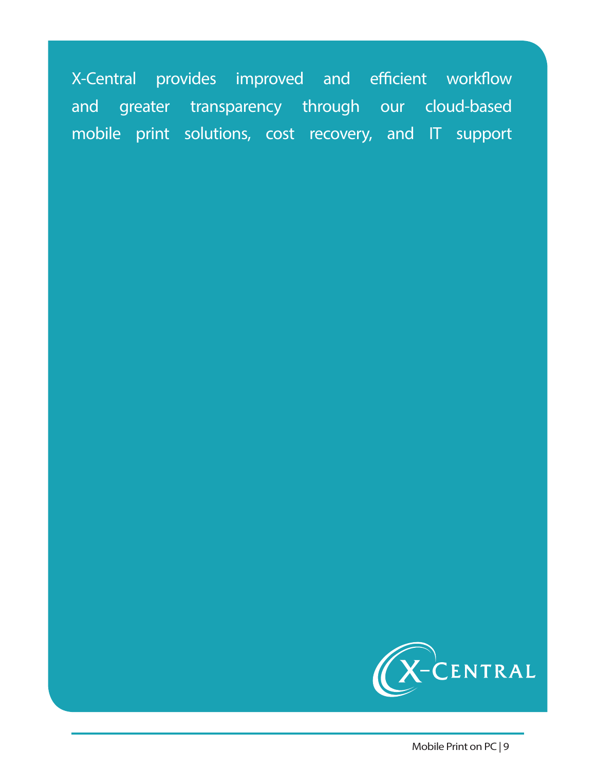X-Central provides improved and efficient workflow and greater transparency through our cloud-based mobile print solutions, cost recovery, and IT support